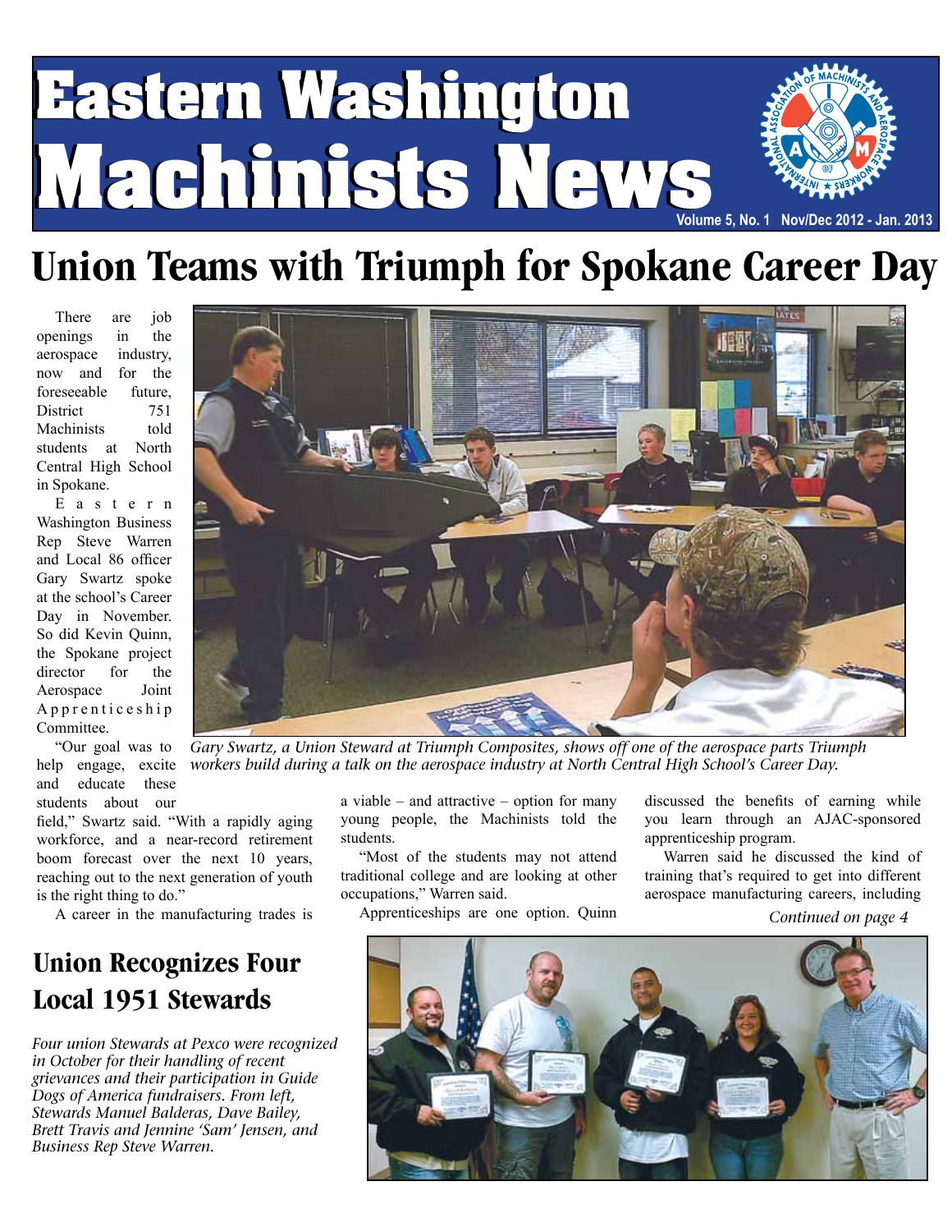# Eastern Washington Machinists News

Volume 5, No. 1 Nov/Dec 2012 - Jan. 2013

## Union Teams with Triumph for Spokane Career Day

There are job openings in the aerospace industry, now and for the foreseeable future, District 751 Machinists told students at North Central High School in Spokane.

Eastern Washington Business Rep Steve Warren and Local 86 officer Gary Swartz spoke at the school's Career Day in November. So did Kevin Quinn, the Spokane project director for the Aerospace Joint Apprenticeship Committee.

"Our goal was to help engage, excite and educate these students about our field," Swartz said. "With a rapidly aging workforce, and a near-record retirement boom forecast over the next 10 years, reaching out to the next generation of youth is the right thing to do."

A career in the manufacturing trades is a viable – and attractive – option for many young people, the Machinists told the students.

"Most of the students may not attend traditional college and are looking at other occupations," Warren said.

Apprenticeships are one option. Quinn discussed the benefits of earning while you learn through an AJAC-sponsored apprenticeship program.

Warren said he discussed the kind of training that's required to get into different aerospace manufacturing careers, including

*Continued on page 4*

*Gary Swartz, a Union Steward at Triumph Composites, shows off one of the aerospace parts Triumph workers build during a talk on the aerospace industry at North Central High School's Career Day.*

## Union Recognizes Four Local 1951 Stewards

*Four union Stewards at Pexco were recognized in October for their handling of recent grievances and their participation in Guide Dogs of America fundraisers. From left, Stewards Manuel Balderas, Dave Bailey, Brett Travis and Jennine 'Sam' Jensen, and Business Rep Steve Warren.*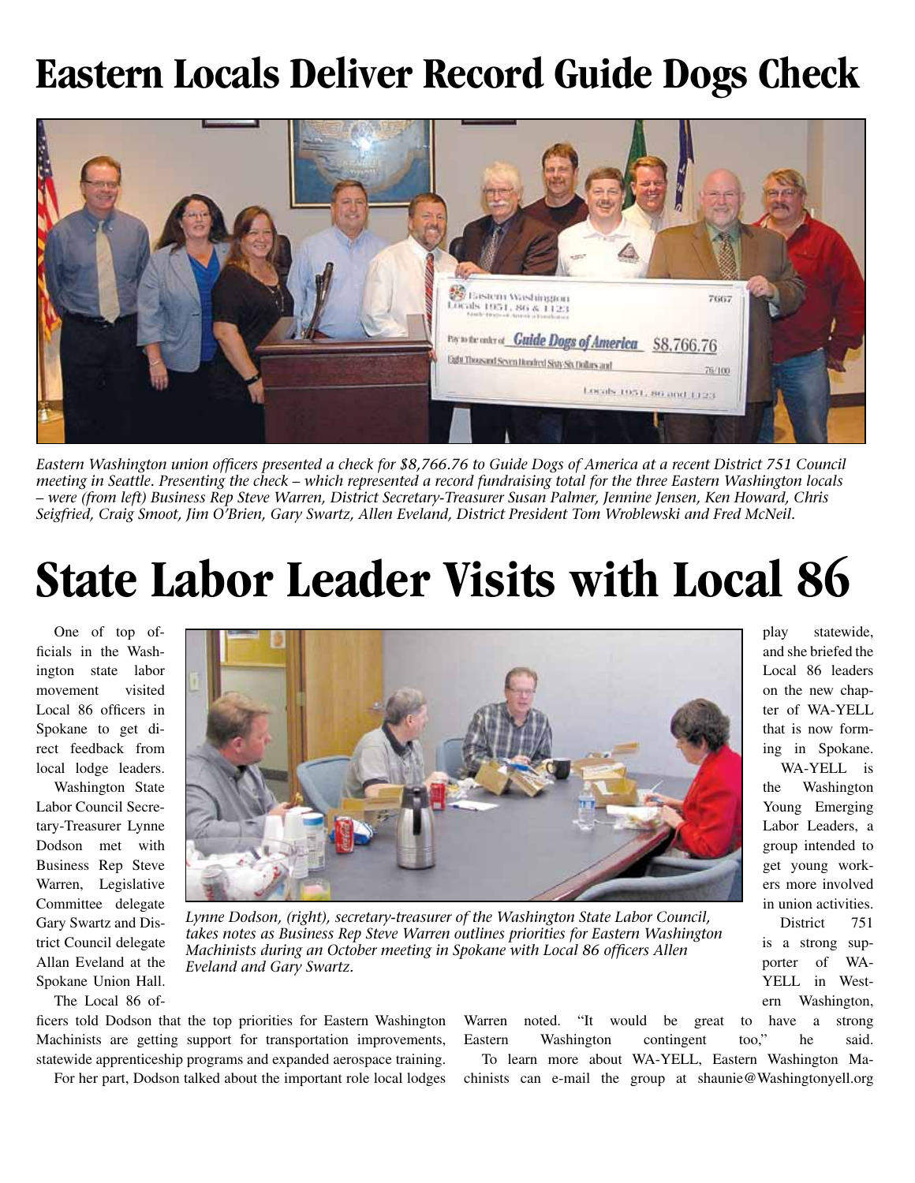# Eastern Locals Deliver Record Guide Dogs Check

*Eastern Washington union officers presented a check for $8,766.76 to Guide Dogs of America at a recent District 751 Council meeting in Seattle. Presenting the check – which represented a record fundraising total for the three Eastern Washington locals – were (from left) Business Rep Steve Warren, District Secretary-Treasurer Susan Palmer, Jennine Jensen, Ken Howard, Chris Seigfried, Craig Smoot, Jim O'Brien, Gary Swartz, Allen Eveland, District President Tom Wroblewski and Fred McNeil.*

# State Labor Leader Visits with Local 86

One of top officials in the Washington state labor movement visited Local 86 officers in Spokane to get direct feedback from local lodge leaders.

Washington State Labor Council Secretary-Treasurer Lynne Dodson met with Business Rep Steve Warren, Legislative Committee delegate Gary Swartz and District Council delegate Allan Eveland at the Spokane Union Hall.

The Local 86 officers told Dodson that the top priorities for Eastern Washington Machinists are getting support for transportation improvements, statewide apprenticeship programs and expanded aerospace training.

For her part, Dodson talked about the important role local lodges play statewide, and she briefed the Local 86 leaders on the new chapter of WA-YELL that is now forming in Spokane.

WA-YELL is the Washington Young Emerging Labor Leaders, a group intended to get young workers more involved in union activities.

District 751 is a strong supporter of WA-YELL in Western Washington, Warren noted. "It would be great to have a strong Eastern Washington contingent too," he said.

To learn more about WA-YELL, Eastern Washington Machinists can e-mail the group at shaunie@Washingtonyell.org

*Lynne Dodson, (right), secretary-treasurer of the Washington State Labor Council, takes notes as Business Rep Steve Warren outlines priorities for Eastern Washington Machinists during an October meeting in Spokane with Local 86 officers Allen Eveland and Gary Swartz.*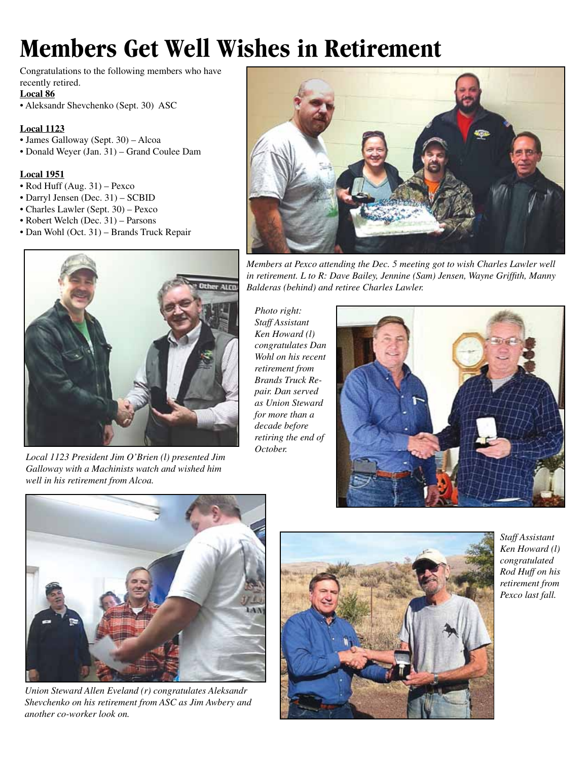# Members Get Well Wishes in Retirement

Congratulations to the following members who have recently retired.

**Local 86**

- Aleksandr Shevchenko (Sept. 30) ASC

**Local 1123**

- James Galloway (Sept. 30) – Alcoa
- Donald Weyer (Jan. 31) – Grand Coulee Dam

**Local 1951**

- Rod Huff (Aug. 31) – Pexco
- Darryl Jensen (Dec. 31) – SCBID
- Charles Lawler (Sept. 30) – Pexco
- Robert Welch (Dec. 31) – Parsons
- Dan Wohl (Oct. 31) – Brands Truck Repair

*Members at Pexco attending the Dec. 5 meeting got to wish Charles Lawler well in retirement. L to R: Dave Bailey, Jennine (Sam) Jensen, Wayne Griffith, Manny Balderas (behind) and retiree Charles Lawler.*

*Local 1123 President Jim O'Brien (l) presented Jim Galloway with a Machinists watch and wished him well in his retirement from Alcoa.*

*Photo right: Staff Assistant Ken Howard (l) congratulates Dan Wohl on his recent retirement from Brands Truck Repair. Dan served as Union Steward for more than a decade before retiring the end of October.*

*Union Steward Allen Eveland (r) congratulates Aleksandr Shevchenko on his retirement from ASC as Jim Awbery and another co-worker look on.*

*Staff Assistant Ken Howard (l) congratulated Rod Huff on his retirement from Pexco last fall.*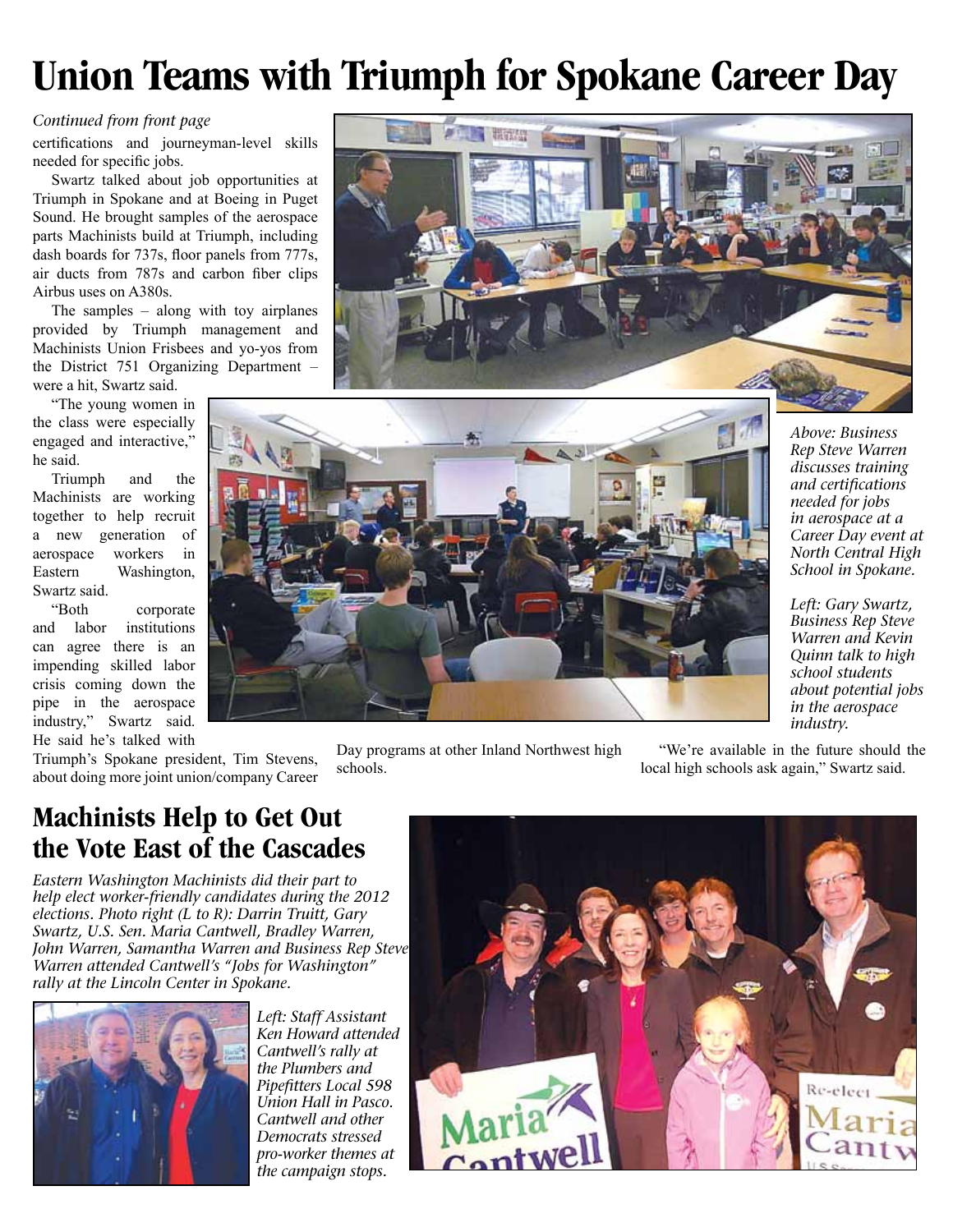# Union Teams with Triumph for Spokane Career Day

*Continued from front page*

certifications and journeyman-level skills needed for specific jobs.

Swartz talked about job opportunities at Triumph in Spokane and at Boeing in Puget Sound. He brought samples of the aerospace parts Machinists build at Triumph, including dash boards for 737s, floor panels from 777s, air ducts from 787s and carbon fiber clips Airbus uses on A380s.

The samples – along with toy airplanes provided by Triumph management and Machinists Union Frisbees and yo-yos from the District 751 Organizing Department – were a hit, Swartz said.

"The young women in the class were especially engaged and interactive," he said.

Triumph and the Machinists are working together to help recruit a new generation of aerospace workers in Eastern Washington, Swartz said.

"Both corporate and labor institutions can agree there is an impending skilled labor crisis coming down the pipe in the aerospace industry," Swartz said. He said he's talked with Triumph's Spokane president, Tim Stevens, about doing more joint union/company Career Day programs at other Inland Northwest high schools.

"We're available in the future should the local high schools ask again," Swartz said.

*Above: Business Rep Steve Warren discusses training and certifications needed for jobs in aerospace at a Career Day event at North Central High School in Spokane.*

*Left: Gary Swartz, Business Rep Steve Warren and Kevin Quinn talk to high school students about potential jobs in the aerospace industry.*

## Machinists Help to Get Out the Vote East of the Cascades

*Eastern Washington Machinists did their part to help elect worker-friendly candidates during the 2012 elections. Photo right (L to R): Darrin Truitt, Gary Swartz, U.S. Sen. Maria Cantwell, Bradley Warren, John Warren, Samantha Warren and Business Rep Steve Warren attended Cantwell's "Jobs for Washington" rally at the Lincoln Center in Spokane.*

*Left: Staff Assistant Ken Howard attended Cantwell's rally at the Plumbers and Pipefitters Local 598 Union Hall in Pasco. Cantwell and other Democrats stressed pro-worker themes at the campaign stops.*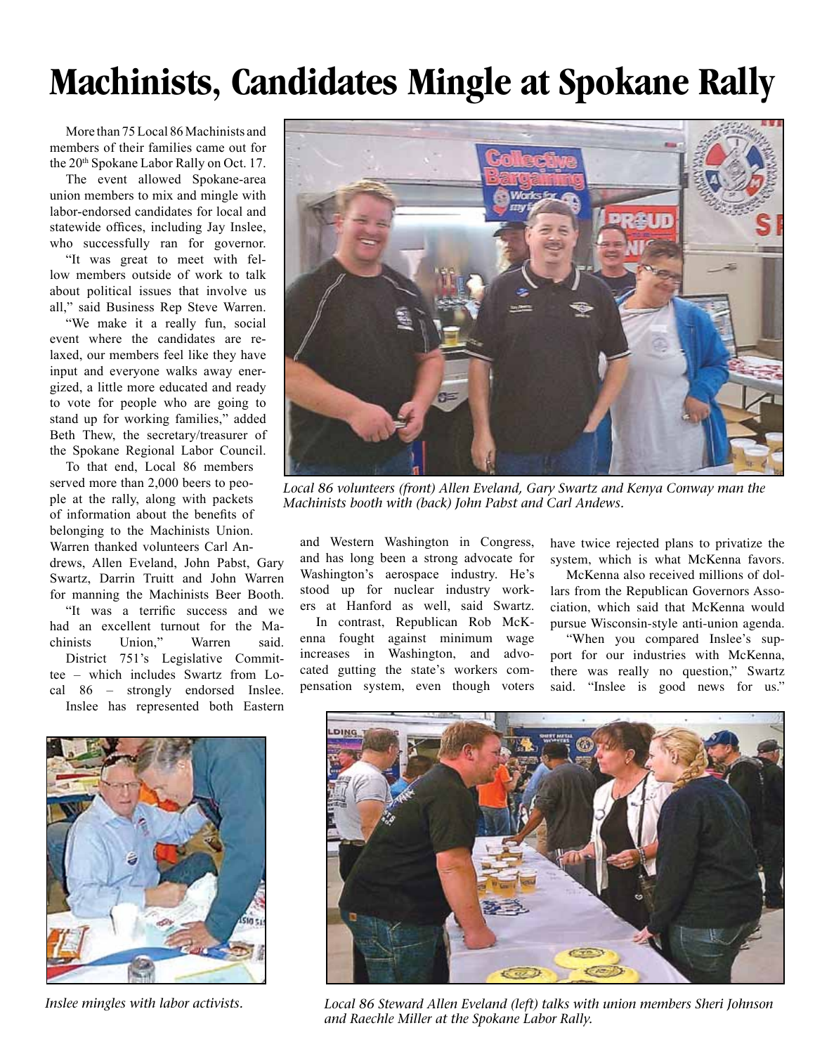# Machinists, Candidates Mingle at Spokane Rally

More than 75 Local 86 Machinists and members of their families came out for the 20th Spokane Labor Rally on Oct. 17.

The event allowed Spokane-area union members to mix and mingle with labor-endorsed candidates for local and statewide offices, including Jay Inslee, who successfully ran for governor.

"It was great to meet with fellow members outside of work to talk about political issues that involve us all," said Business Rep Steve Warren.

"We make it a really fun, social event where the candidates are relaxed, our members feel like they have input and everyone walks away energized, a little more educated and ready to vote for people who are going to stand up for working families," added Beth Thew, the secretary/treasurer of the Spokane Regional Labor Council.

To that end, Local 86 members served more than 2,000 beers to people at the rally, along with packets of information about the benefits of belonging to the Machinists Union. Warren thanked volunteers Carl Andrews, Allen Eveland, John Pabst, Gary Swartz, Darrin Truitt and John Warren for manning the Machinists Beer Booth.

"It was a terrific success and we had an excellent turnout for the Machinists Union," Warren said.

District 751's Legislative Committee – which includes Swartz from Local 86 – strongly endorsed Inslee.

Inslee has represented both Eastern and Western Washington in Congress, and has long been a strong advocate for Washington's aerospace industry. He's stood up for nuclear industry workers at Hanford as well, said Swartz.

In contrast, Republican Rob McKenna fought against minimum wage increases in Washington, and advocated gutting the state's workers compensation system, even though voters have twice rejected plans to privatize the system, which is what McKenna favors.

McKenna also received millions of dollars from the Republican Governors Association, which said that McKenna would pursue Wisconsin-style anti-union agenda.

"When you compared Inslee's support for our industries with McKenna, there was really no question," Swartz said. "Inslee is good news for us."

*Local 86 volunteers (front) Allen Eveland, Gary Swartz and Kenya Conway man the Machinists booth with (back) John Pabst and Carl Andews.*

*Inslee mingles with labor activists.*

*Local 86 Steward Allen Eveland (left) talks with union members Sheri Johnson and Raechle Miller at the Spokane Labor Rally.*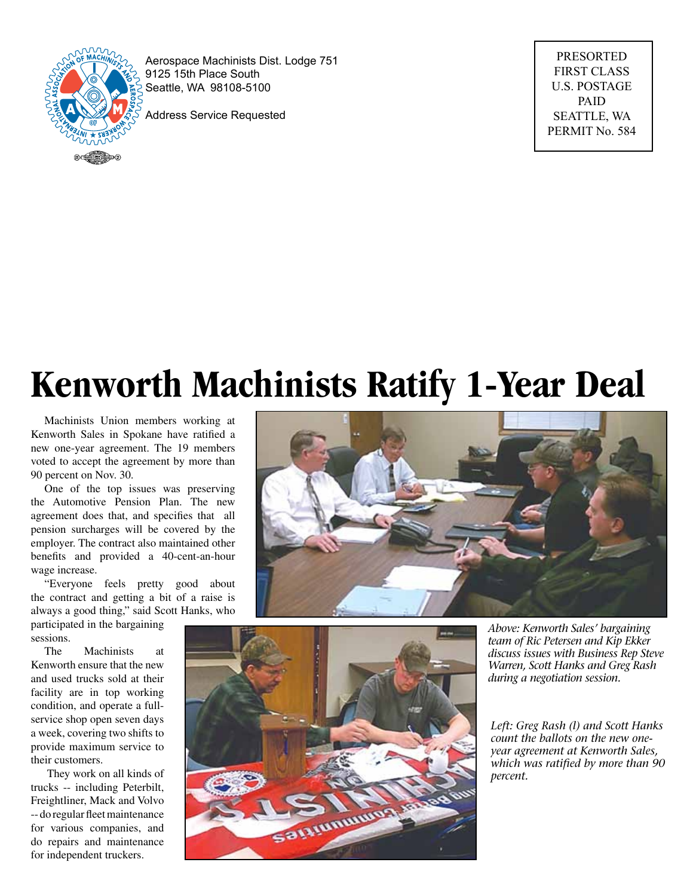Aerospace Machinists Dist. Lodge 751
9125 15th Place South
Seattle, WA 98108-5100

Address Service Requested

PRESORTED
FIRST CLASS
U.S. POSTAGE
PAID
SEATTLE, WA
PERMIT No. 584

# Kenworth Machinists Ratify 1-Year Deal

Machinists Union members working at Kenworth Sales in Spokane have ratified a new one-year agreement. The 19 members voted to accept the agreement by more than 90 percent on Nov. 30.

One of the top issues was preserving the Automotive Pension Plan. The new agreement does that, and specifies that all pension surcharges will be covered by the employer. The contract also maintained other benefits and provided a 40-cent-an-hour wage increase.

"Everyone feels pretty good about the contract and getting a bit of a raise is always a good thing," said Scott Hanks, who participated in the bargaining sessions.

The Machinists at Kenworth ensure that the new and used trucks sold at their facility are in top working condition, and operate a full-service shop open seven days a week, covering two shifts to provide maximum service to their customers.

They work on all kinds of trucks -- including Peterbilt, Freightliner, Mack and Volvo -- do regular fleet maintenance for various companies, and do repairs and maintenance for independent truckers.

*Above: Kenworth Sales' bargaining team of Ric Petersen and Kip Ekker discuss issues with Business Rep Steve Warren, Scott Hanks and Greg Rash during a negotiation session.*

*Left: Greg Rash (l) and Scott Hanks count the ballots on the new one-year agreement at Kenworth Sales, which was ratified by more than 90 percent.*